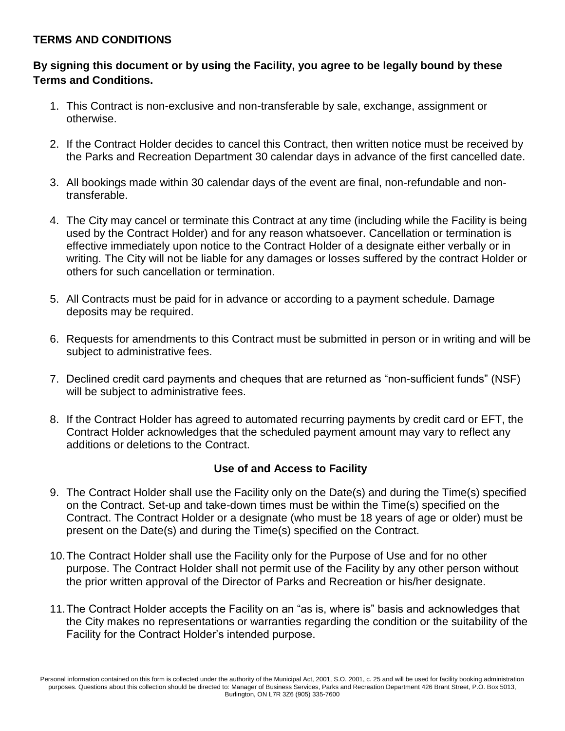## TERMS AND CONDITIONS

**By signing this document or by using the Facility, you agree to be legally bound by these Terms and Conditions.**

1. This Contract is non-exclusive and non-transferable by sale, exchange, assignment or otherwise.
2. If the Contract Holder decides to cancel this Contract, then written notice must be received by the Parks and Recreation Department 30 calendar days in advance of the first cancelled date.
3. All bookings made within 30 calendar days of the event are final, non-refundable and non-transferable.
4. The City may cancel or terminate this Contract at any time (including while the Facility is being used by the Contract Holder) and for any reason whatsoever. Cancellation or termination is effective immediately upon notice to the Contract Holder of a designate either verbally or in writing. The City will not be liable for any damages or losses suffered by the contract Holder or others for such cancellation or termination.
5. All Contracts must be paid for in advance or according to a payment schedule. Damage deposits may be required.
6. Requests for amendments to this Contract must be submitted in person or in writing and will be subject to administrative fees.
7. Declined credit card payments and cheques that are returned as "non-sufficient funds" (NSF) will be subject to administrative fees.
8. If the Contract Holder has agreed to automated recurring payments by credit card or EFT, the Contract Holder acknowledges that the scheduled payment amount may vary to reflect any additions or deletions to the Contract.

### Use of and Access to Facility

9. The Contract Holder shall use the Facility only on the Date(s) and during the Time(s) specified on the Contract. Set-up and take-down times must be within the Time(s) specified on the Contract. The Contract Holder or a designate (who must be 18 years of age or older) must be present on the Date(s) and during the Time(s) specified on the Contract.
10. The Contract Holder shall use the Facility only for the Purpose of Use and for no other purpose. The Contract Holder shall not permit use of the Facility by any other person without the prior written approval of the Director of Parks and Recreation or his/her designate.
11. The Contract Holder accepts the Facility on an "as is, where is" basis and acknowledges that the City makes no representations or warranties regarding the condition or the suitability of the Facility for the Contract Holder's intended purpose.

Personal information contained on this form is collected under the authority of the Municipal Act, 2001, S.O. 2001, c. 25 and will be used for facility booking administration purposes. Questions about this collection should be directed to: Manager of Business Services, Parks and Recreation Department 426 Brant Street, P.O. Box 5013, Burlington, ON L7R 3Z6 (905) 335-7600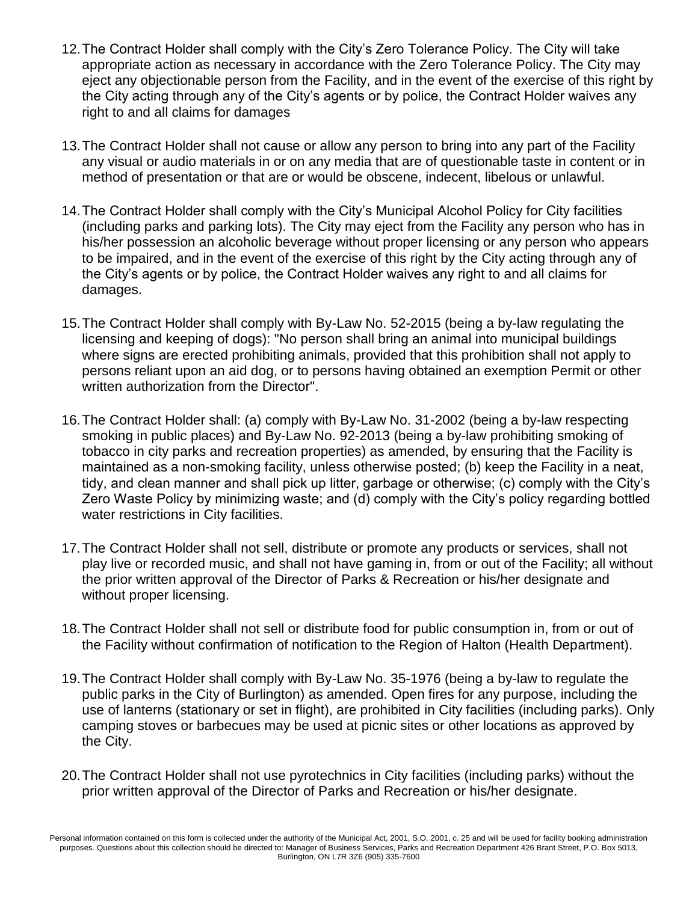12. The Contract Holder shall comply with the City's Zero Tolerance Policy. The City will take appropriate action as necessary in accordance with the Zero Tolerance Policy. The City may eject any objectionable person from the Facility, and in the event of the exercise of this right by the City acting through any of the City's agents or by police, the Contract Holder waives any right to and all claims for damages

13. The Contract Holder shall not cause or allow any person to bring into any part of the Facility any visual or audio materials in or on any media that are of questionable taste in content or in method of presentation or that are or would be obscene, indecent, libelous or unlawful.

14. The Contract Holder shall comply with the City's Municipal Alcohol Policy for City facilities (including parks and parking lots). The City may eject from the Facility any person who has in his/her possession an alcoholic beverage without proper licensing or any person who appears to be impaired, and in the event of the exercise of this right by the City acting through any of the City's agents or by police, the Contract Holder waives any right to and all claims for damages.

15. The Contract Holder shall comply with By-Law No. 52-2015 (being a by-law regulating the licensing and keeping of dogs): "No person shall bring an animal into municipal buildings where signs are erected prohibiting animals, provided that this prohibition shall not apply to persons reliant upon an aid dog, or to persons having obtained an exemption Permit or other written authorization from the Director".

16. The Contract Holder shall: (a) comply with By-Law No. 31-2002 (being a by-law respecting smoking in public places) and By-Law No. 92-2013 (being a by-law prohibiting smoking of tobacco in city parks and recreation properties) as amended, by ensuring that the Facility is maintained as a non-smoking facility, unless otherwise posted; (b) keep the Facility in a neat, tidy, and clean manner and shall pick up litter, garbage or otherwise; (c) comply with the City's Zero Waste Policy by minimizing waste; and (d) comply with the City's policy regarding bottled water restrictions in City facilities.

17. The Contract Holder shall not sell, distribute or promote any products or services, shall not play live or recorded music, and shall not have gaming in, from or out of the Facility; all without the prior written approval of the Director of Parks & Recreation or his/her designate and without proper licensing.

18. The Contract Holder shall not sell or distribute food for public consumption in, from or out of the Facility without confirmation of notification to the Region of Halton (Health Department).

19. The Contract Holder shall comply with By-Law No. 35-1976 (being a by-law to regulate the public parks in the City of Burlington) as amended. Open fires for any purpose, including the use of lanterns (stationary or set in flight), are prohibited in City facilities (including parks). Only camping stoves or barbecues may be used at picnic sites or other locations as approved by the City.

20. The Contract Holder shall not use pyrotechnics in City facilities (including parks) without the prior written approval of the Director of Parks and Recreation or his/her designate.

Personal information contained on this form is collected under the authority of the Municipal Act, 2001, S.O. 2001, c. 25 and will be used for facility booking administration purposes. Questions about this collection should be directed to: Manager of Business Services, Parks and Recreation Department 426 Brant Street, P.O. Box 5013, Burlington, ON L7R 3Z6 (905) 335-7600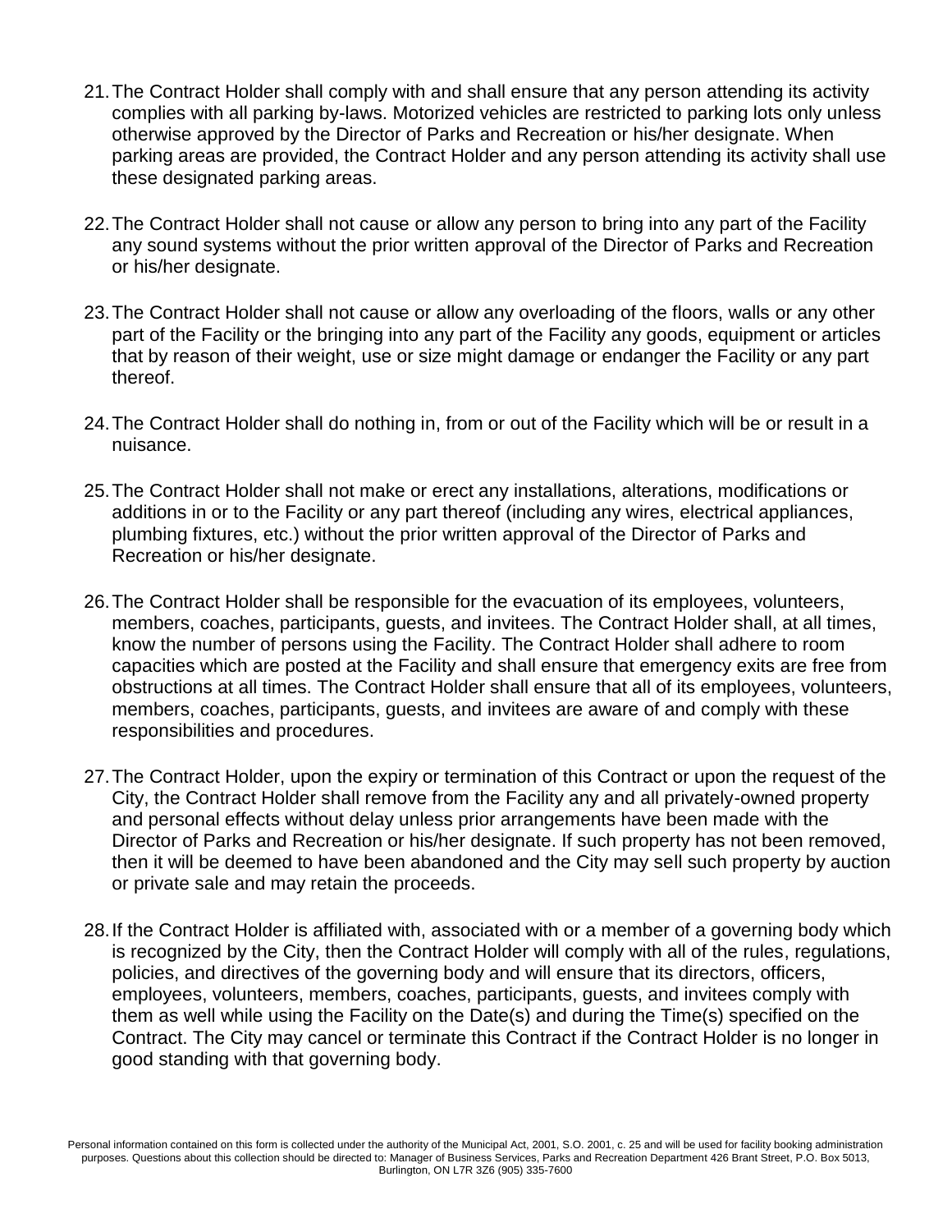21. The Contract Holder shall comply with and shall ensure that any person attending its activity complies with all parking by-laws. Motorized vehicles are restricted to parking lots only unless otherwise approved by the Director of Parks and Recreation or his/her designate. When parking areas are provided, the Contract Holder and any person attending its activity shall use these designated parking areas.

22. The Contract Holder shall not cause or allow any person to bring into any part of the Facility any sound systems without the prior written approval of the Director of Parks and Recreation or his/her designate.

23. The Contract Holder shall not cause or allow any overloading of the floors, walls or any other part of the Facility or the bringing into any part of the Facility any goods, equipment or articles that by reason of their weight, use or size might damage or endanger the Facility or any part thereof.

24. The Contract Holder shall do nothing in, from or out of the Facility which will be or result in a nuisance.

25. The Contract Holder shall not make or erect any installations, alterations, modifications or additions in or to the Facility or any part thereof (including any wires, electrical appliances, plumbing fixtures, etc.) without the prior written approval of the Director of Parks and Recreation or his/her designate.

26. The Contract Holder shall be responsible for the evacuation of its employees, volunteers, members, coaches, participants, guests, and invitees. The Contract Holder shall, at all times, know the number of persons using the Facility. The Contract Holder shall adhere to room capacities which are posted at the Facility and shall ensure that emergency exits are free from obstructions at all times. The Contract Holder shall ensure that all of its employees, volunteers, members, coaches, participants, guests, and invitees are aware of and comply with these responsibilities and procedures.

27. The Contract Holder, upon the expiry or termination of this Contract or upon the request of the City, the Contract Holder shall remove from the Facility any and all privately-owned property and personal effects without delay unless prior arrangements have been made with the Director of Parks and Recreation or his/her designate. If such property has not been removed, then it will be deemed to have been abandoned and the City may sell such property by auction or private sale and may retain the proceeds.

28. If the Contract Holder is affiliated with, associated with or a member of a governing body which is recognized by the City, then the Contract Holder will comply with all of the rules, regulations, policies, and directives of the governing body and will ensure that its directors, officers, employees, volunteers, members, coaches, participants, guests, and invitees comply with them as well while using the Facility on the Date(s) and during the Time(s) specified on the Contract. The City may cancel or terminate this Contract if the Contract Holder is no longer in good standing with that governing body.

Personal information contained on this form is collected under the authority of the Municipal Act, 2001, S.O. 2001, c. 25 and will be used for facility booking administration purposes. Questions about this collection should be directed to: Manager of Business Services, Parks and Recreation Department 426 Brant Street, P.O. Box 5013, Burlington, ON L7R 3Z6 (905) 335-7600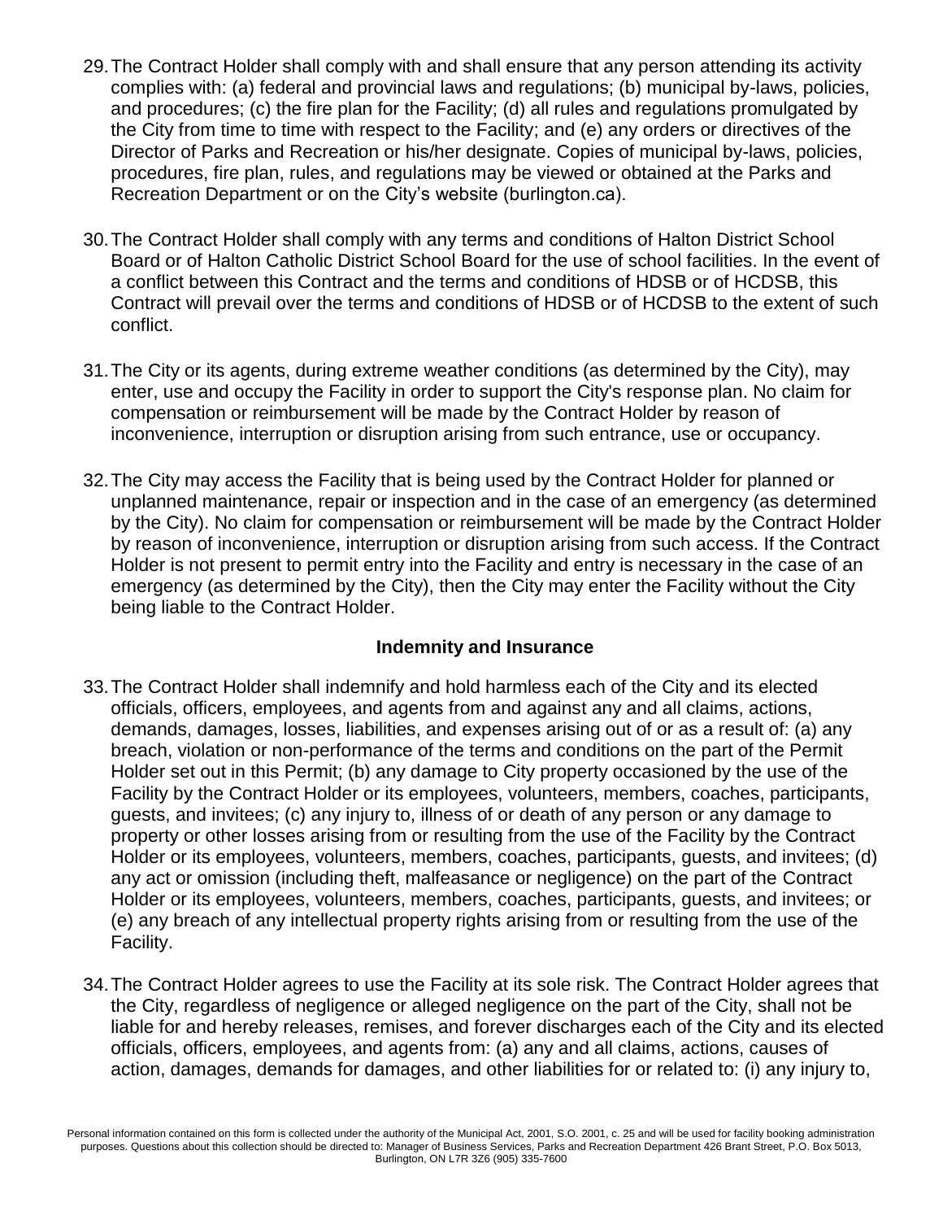29. The Contract Holder shall comply with and shall ensure that any person attending its activity complies with: (a) federal and provincial laws and regulations; (b) municipal by-laws, policies, and procedures; (c) the fire plan for the Facility; (d) all rules and regulations promulgated by the City from time to time with respect to the Facility; and (e) any orders or directives of the Director of Parks and Recreation or his/her designate. Copies of municipal by-laws, policies, procedures, fire plan, rules, and regulations may be viewed or obtained at the Parks and Recreation Department or on the City's website (burlington.ca).

30. The Contract Holder shall comply with any terms and conditions of Halton District School Board or of Halton Catholic District School Board for the use of school facilities. In the event of a conflict between this Contract and the terms and conditions of HDSB or of HCDSB, this Contract will prevail over the terms and conditions of HDSB or of HCDSB to the extent of such conflict.

31. The City or its agents, during extreme weather conditions (as determined by the City), may enter, use and occupy the Facility in order to support the City's response plan. No claim for compensation or reimbursement will be made by the Contract Holder by reason of inconvenience, interruption or disruption arising from such entrance, use or occupancy.

32. The City may access the Facility that is being used by the Contract Holder for planned or unplanned maintenance, repair or inspection and in the case of an emergency (as determined by the City). No claim for compensation or reimbursement will be made by the Contract Holder by reason of inconvenience, interruption or disruption arising from such access. If the Contract Holder is not present to permit entry into the Facility and entry is necessary in the case of an emergency (as determined by the City), then the City may enter the Facility without the City being liable to the Contract Holder.

**Indemnity and Insurance**

33. The Contract Holder shall indemnify and hold harmless each of the City and its elected officials, officers, employees, and agents from and against any and all claims, actions, demands, damages, losses, liabilities, and expenses arising out of or as a result of: (a) any breach, violation or non-performance of the terms and conditions on the part of the Permit Holder set out in this Permit; (b) any damage to City property occasioned by the use of the Facility by the Contract Holder or its employees, volunteers, members, coaches, participants, guests, and invitees; (c) any injury to, illness of or death of any person or any damage to property or other losses arising from or resulting from the use of the Facility by the Contract Holder or its employees, volunteers, members, coaches, participants, guests, and invitees; (d) any act or omission (including theft, malfeasance or negligence) on the part of the Contract Holder or its employees, volunteers, members, coaches, participants, guests, and invitees; or (e) any breach of any intellectual property rights arising from or resulting from the use of the Facility.

34. The Contract Holder agrees to use the Facility at its sole risk. The Contract Holder agrees that the City, regardless of negligence or alleged negligence on the part of the City, shall not be liable for and hereby releases, remises, and forever discharges each of the City and its elected officials, officers, employees, and agents from: (a) any and all claims, actions, causes of action, damages, demands for damages, and other liabilities for or related to: (i) any injury to,

Personal information contained on this form is collected under the authority of the Municipal Act, 2001, S.O. 2001, c. 25 and will be used for facility booking administration purposes. Questions about this collection should be directed to: Manager of Business Services, Parks and Recreation Department 426 Brant Street, P.O. Box 5013, Burlington, ON L7R 3Z6 (905) 335-7600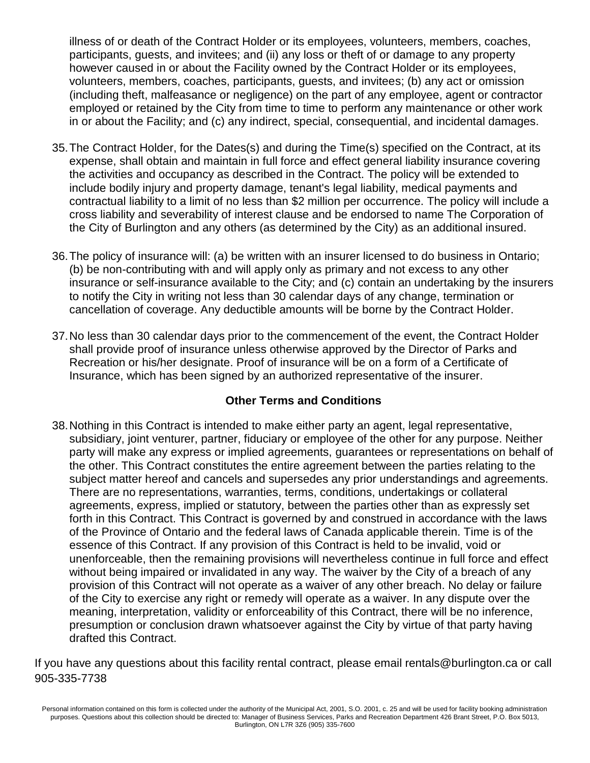illness of or death of the Contract Holder or its employees, volunteers, members, coaches, participants, guests, and invitees; and (ii) any loss or theft of or damage to any property however caused in or about the Facility owned by the Contract Holder or its employees, volunteers, members, coaches, participants, guests, and invitees; (b) any act or omission (including theft, malfeasance or negligence) on the part of any employee, agent or contractor employed or retained by the City from time to time to perform any maintenance or other work in or about the Facility; and (c) any indirect, special, consequential, and incidental damages.

35. The Contract Holder, for the Dates(s) and during the Time(s) specified on the Contract, at its expense, shall obtain and maintain in full force and effect general liability insurance covering the activities and occupancy as described in the Contract. The policy will be extended to include bodily injury and property damage, tenant's legal liability, medical payments and contractual liability to a limit of no less than $2 million per occurrence. The policy will include a cross liability and severability of interest clause and be endorsed to name The Corporation of the City of Burlington and any others (as determined by the City) as an additional insured.

36. The policy of insurance will: (a) be written with an insurer licensed to do business in Ontario; (b) be non-contributing with and will apply only as primary and not excess to any other insurance or self-insurance available to the City; and (c) contain an undertaking by the insurers to notify the City in writing not less than 30 calendar days of any change, termination or cancellation of coverage. Any deductible amounts will be borne by the Contract Holder.

37. No less than 30 calendar days prior to the commencement of the event, the Contract Holder shall provide proof of insurance unless otherwise approved by the Director of Parks and Recreation or his/her designate. Proof of insurance will be on a form of a Certificate of Insurance, which has been signed by an authorized representative of the insurer.

## Other Terms and Conditions

38. Nothing in this Contract is intended to make either party an agent, legal representative, subsidiary, joint venturer, partner, fiduciary or employee of the other for any purpose. Neither party will make any express or implied agreements, guarantees or representations on behalf of the other. This Contract constitutes the entire agreement between the parties relating to the subject matter hereof and cancels and supersedes any prior understandings and agreements. There are no representations, warranties, terms, conditions, undertakings or collateral agreements, express, implied or statutory, between the parties other than as expressly set forth in this Contract. This Contract is governed by and construed in accordance with the laws of the Province of Ontario and the federal laws of Canada applicable therein. Time is of the essence of this Contract. If any provision of this Contract is held to be invalid, void or unenforceable, then the remaining provisions will nevertheless continue in full force and effect without being impaired or invalidated in any way. The waiver by the City of a breach of any provision of this Contract will not operate as a waiver of any other breach. No delay or failure of the City to exercise any right or remedy will operate as a waiver. In any dispute over the meaning, interpretation, validity or enforceability of this Contract, there will be no inference, presumption or conclusion drawn whatsoever against the City by virtue of that party having drafted this Contract.

If you have any questions about this facility rental contract, please email rentals@burlington.ca or call 905-335-7738

Personal information contained on this form is collected under the authority of the Municipal Act, 2001, S.O. 2001, c. 25 and will be used for facility booking administration purposes. Questions about this collection should be directed to: Manager of Business Services, Parks and Recreation Department 426 Brant Street, P.O. Box 5013, Burlington, ON L7R 3Z6 (905) 335-7600